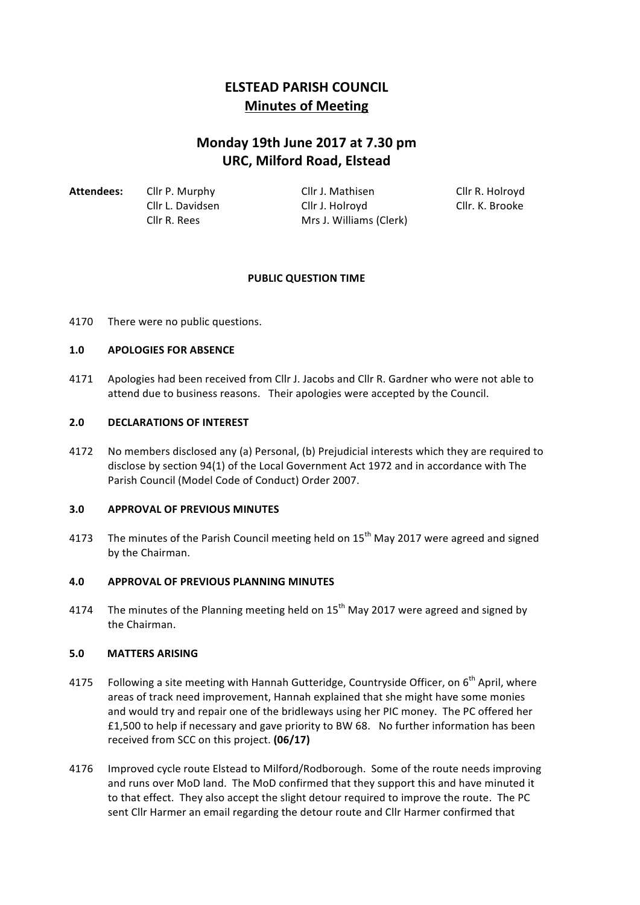# ELSTEAD PARISH COUNCIL

## Minutes of Meeting

## Monday 19th June 2017 at 7.30 pm
## URC, Milford Road, Elstead

**Attendees:**

| | | |
|---|---|---|
| Cllr P. Murphy | Cllr J. Mathisen | Cllr R. Holroyd |
| Cllr L. Davidsen | Cllr J. Holroyd | Cllr. K. Brooke |
| Cllr R. Rees | Mrs J. Williams (Clerk) | |

**PUBLIC QUESTION TIME**

4170 There were no public questions.

**1.0 APOLOGIES FOR ABSENCE**

4171 Apologies had been received from Cllr J. Jacobs and Cllr R. Gardner who were not able to attend due to business reasons. Their apologies were accepted by the Council.

**2.0 DECLARATIONS OF INTEREST**

4172 No members disclosed any (a) Personal, (b) Prejudicial interests which they are required to disclose by section 94(1) of the Local Government Act 1972 and in accordance with The Parish Council (Model Code of Conduct) Order 2007.

**3.0 APPROVAL OF PREVIOUS MINUTES**

4173 The minutes of the Parish Council meeting held on 15th May 2017 were agreed and signed by the Chairman.

**4.0 APPROVAL OF PREVIOUS PLANNING MINUTES**

4174 The minutes of the Planning meeting held on 15th May 2017 were agreed and signed by the Chairman.

**5.0 MATTERS ARISING**

4175 Following a site meeting with Hannah Gutteridge, Countryside Officer, on 6th April, where areas of track need improvement, Hannah explained that she might have some monies and would try and repair one of the bridleways using her PIC money. The PC offered her £1,500 to help if necessary and gave priority to BW 68. No further information has been received from SCC on this project. **(06/17)**

4176 Improved cycle route Elstead to Milford/Rodborough. Some of the route needs improving and runs over MoD land. The MoD confirmed that they support this and have minuted it to that effect. They also accept the slight detour required to improve the route. The PC sent Cllr Harmer an email regarding the detour route and Cllr Harmer confirmed that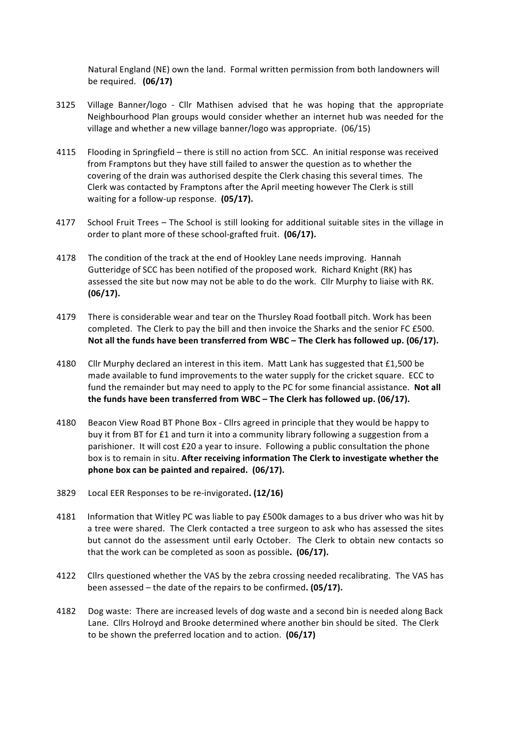Natural England (NE) own the land. Formal written permission from both landowners will be required. **(06/17)**

3125 Village Banner/logo - Cllr Mathisen advised that he was hoping that the appropriate Neighbourhood Plan groups would consider whether an internet hub was needed for the village and whether a new village banner/logo was appropriate. (06/15)

4115 Flooding in Springfield – there is still no action from SCC. An initial response was received from Framptons but they have still failed to answer the question as to whether the covering of the drain was authorised despite the Clerk chasing this several times. The Clerk was contacted by Framptons after the April meeting however The Clerk is still waiting for a follow-up response. **(05/17).**

4177 School Fruit Trees – The School is still looking for additional suitable sites in the village in order to plant more of these school-grafted fruit. **(06/17).**

4178 The condition of the track at the end of Hookley Lane needs improving. Hannah Gutteridge of SCC has been notified of the proposed work. Richard Knight (RK) has assessed the site but now may not be able to do the work. Cllr Murphy to liaise with RK. **(06/17).**

4179 There is considerable wear and tear on the Thursley Road football pitch. Work has been completed. The Clerk to pay the bill and then invoice the Sharks and the senior FC £500. **Not all the funds have been transferred from WBC – The Clerk has followed up. (06/17).**

4180 Cllr Murphy declared an interest in this item. Matt Lank has suggested that £1,500 be made available to fund improvements to the water supply for the cricket square. ECC to fund the remainder but may need to apply to the PC for some financial assistance. **Not all the funds have been transferred from WBC – The Clerk has followed up. (06/17).**

4180 Beacon View Road BT Phone Box - Cllrs agreed in principle that they would be happy to buy it from BT for £1 and turn it into a community library following a suggestion from a parishioner. It will cost £20 a year to insure. Following a public consultation the phone box is to remain in situ. **After receiving information The Clerk to investigate whether the phone box can be painted and repaired. (06/17).**

3829 Local EER Responses to be re-invigorated**. (12/16)**

4181 Information that Witley PC was liable to pay £500k damages to a bus driver who was hit by a tree were shared. The Clerk contacted a tree surgeon to ask who has assessed the sites but cannot do the assessment until early October. The Clerk to obtain new contacts so that the work can be completed as soon as possible**. (06/17).**

4122 Cllrs questioned whether the VAS by the zebra crossing needed recalibrating. The VAS has been assessed – the date of the repairs to be confirmed**. (05/17).**

4182 Dog waste: There are increased levels of dog waste and a second bin is needed along Back Lane. Cllrs Holroyd and Brooke determined where another bin should be sited. The Clerk to be shown the preferred location and to action. **(06/17)**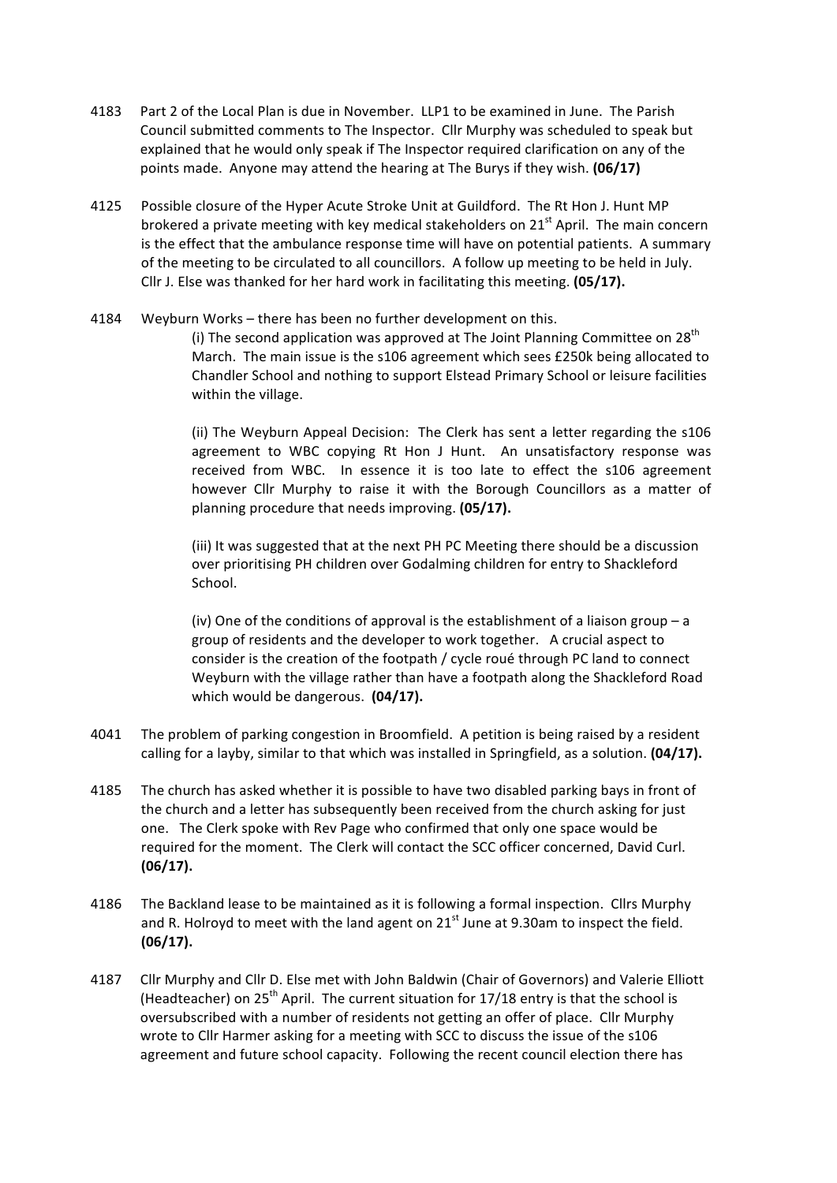4183 Part 2 of the Local Plan is due in November. LLP1 to be examined in June. The Parish Council submitted comments to The Inspector. Cllr Murphy was scheduled to speak but explained that he would only speak if The Inspector required clarification on any of the points made. Anyone may attend the hearing at The Burys if they wish. **(06/17)**

4125 Possible closure of the Hyper Acute Stroke Unit at Guildford. The Rt Hon J. Hunt MP brokered a private meeting with key medical stakeholders on 21st April. The main concern is the effect that the ambulance response time will have on potential patients. A summary of the meeting to be circulated to all councillors. A follow up meeting to be held in July. Cllr J. Else was thanked for her hard work in facilitating this meeting. **(05/17).**

4184 Weyburn Works – there has been no further development on this.

(i) The second application was approved at The Joint Planning Committee on 28th March. The main issue is the s106 agreement which sees £250k being allocated to Chandler School and nothing to support Elstead Primary School or leisure facilities within the village.

(ii) The Weyburn Appeal Decision: The Clerk has sent a letter regarding the s106 agreement to WBC copying Rt Hon J Hunt. An unsatisfactory response was received from WBC. In essence it is too late to effect the s106 agreement however Cllr Murphy to raise it with the Borough Councillors as a matter of planning procedure that needs improving. **(05/17).**

(iii) It was suggested that at the next PH PC Meeting there should be a discussion over prioritising PH children over Godalming children for entry to Shackleford School.

(iv) One of the conditions of approval is the establishment of a liaison group – a group of residents and the developer to work together. A crucial aspect to consider is the creation of the footpath / cycle roué through PC land to connect Weyburn with the village rather than have a footpath along the Shackleford Road which would be dangerous. **(04/17).**

4041 The problem of parking congestion in Broomfield. A petition is being raised by a resident calling for a layby, similar to that which was installed in Springfield, as a solution. **(04/17).**

4185 The church has asked whether it is possible to have two disabled parking bays in front of the church and a letter has subsequently been received from the church asking for just one. The Clerk spoke with Rev Page who confirmed that only one space would be required for the moment. The Clerk will contact the SCC officer concerned, David Curl. **(06/17).**

4186 The Backland lease to be maintained as it is following a formal inspection. Cllrs Murphy and R. Holroyd to meet with the land agent on 21st June at 9.30am to inspect the field. **(06/17).**

4187 Cllr Murphy and Cllr D. Else met with John Baldwin (Chair of Governors) and Valerie Elliott (Headteacher) on 25th April. The current situation for 17/18 entry is that the school is oversubscribed with a number of residents not getting an offer of place. Cllr Murphy wrote to Cllr Harmer asking for a meeting with SCC to discuss the issue of the s106 agreement and future school capacity. Following the recent council election there has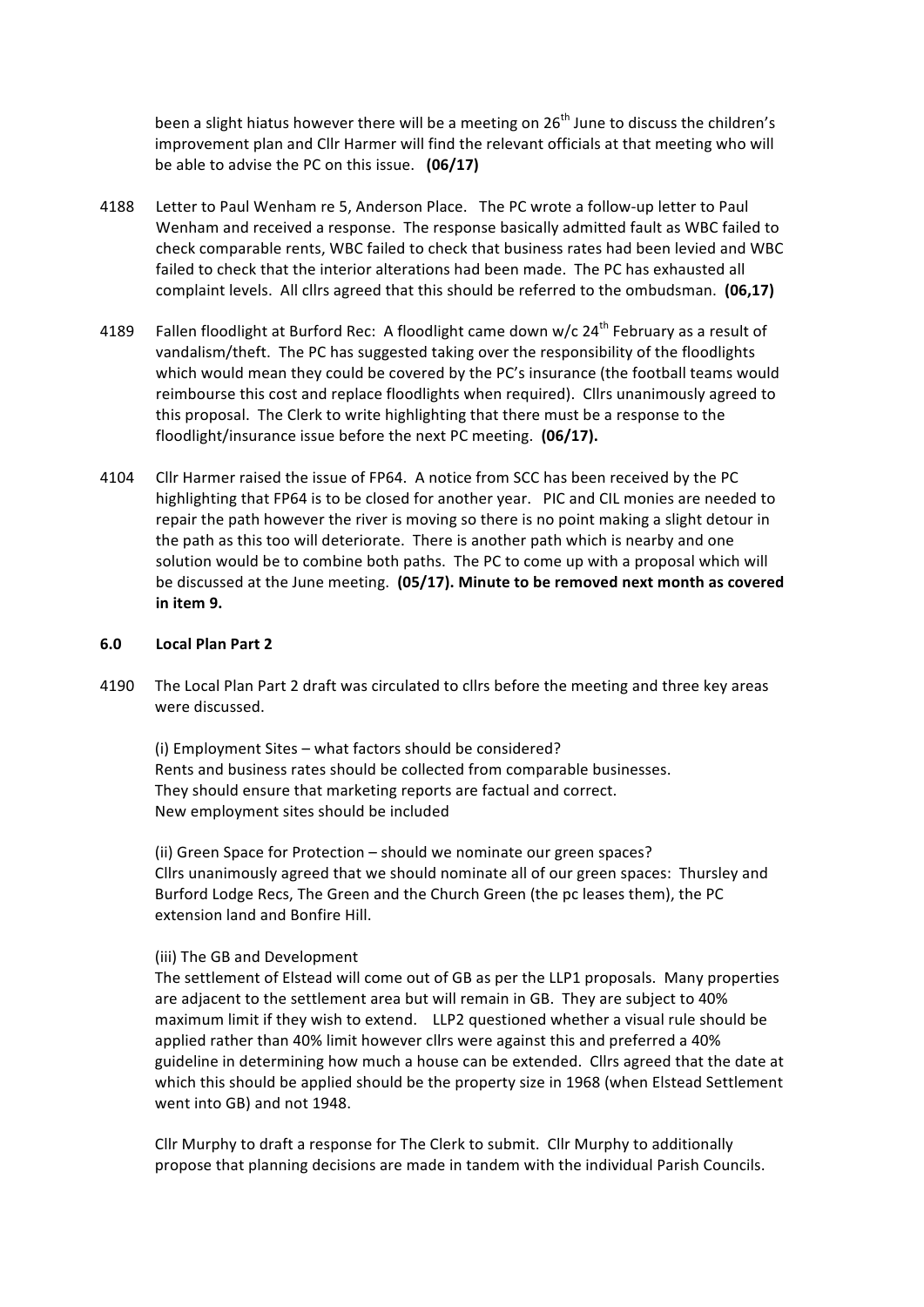been a slight hiatus however there will be a meeting on 26th June to discuss the children's improvement plan and Cllr Harmer will find the relevant officials at that meeting who will be able to advise the PC on this issue. **(06/17)**

4188 Letter to Paul Wenham re 5, Anderson Place. The PC wrote a follow-up letter to Paul Wenham and received a response. The response basically admitted fault as WBC failed to check comparable rents, WBC failed to check that business rates had been levied and WBC failed to check that the interior alterations had been made. The PC has exhausted all complaint levels. All cllrs agreed that this should be referred to the ombudsman. **(06,17)**

4189 Fallen floodlight at Burford Rec: A floodlight came down w/c 24th February as a result of vandalism/theft. The PC has suggested taking over the responsibility of the floodlights which would mean they could be covered by the PC's insurance (the football teams would reimbourse this cost and replace floodlights when required). Cllrs unanimously agreed to this proposal. The Clerk to write highlighting that there must be a response to the floodlight/insurance issue before the next PC meeting. **(06/17).**

4104 Cllr Harmer raised the issue of FP64. A notice from SCC has been received by the PC highlighting that FP64 is to be closed for another year. PIC and CIL monies are needed to repair the path however the river is moving so there is no point making a slight detour in the path as this too will deteriorate. There is another path which is nearby and one solution would be to combine both paths. The PC to come up with a proposal which will be discussed at the June meeting. **(05/17). Minute to be removed next month as covered in item 9.**

## 6.0 Local Plan Part 2

4190 The Local Plan Part 2 draft was circulated to cllrs before the meeting and three key areas were discussed.

(i) Employment Sites – what factors should be considered?
Rents and business rates should be collected from comparable businesses.
They should ensure that marketing reports are factual and correct.
New employment sites should be included

(ii) Green Space for Protection – should we nominate our green spaces?
Cllrs unanimously agreed that we should nominate all of our green spaces: Thursley and Burford Lodge Recs, The Green and the Church Green (the pc leases them), the PC extension land and Bonfire Hill.

(iii) The GB and Development
The settlement of Elstead will come out of GB as per the LLP1 proposals. Many properties are adjacent to the settlement area but will remain in GB. They are subject to 40% maximum limit if they wish to extend. LLP2 questioned whether a visual rule should be applied rather than 40% limit however cllrs were against this and preferred a 40% guideline in determining how much a house can be extended. Cllrs agreed that the date at which this should be applied should be the property size in 1968 (when Elstead Settlement went into GB) and not 1948.

Cllr Murphy to draft a response for The Clerk to submit. Cllr Murphy to additionally propose that planning decisions are made in tandem with the individual Parish Councils.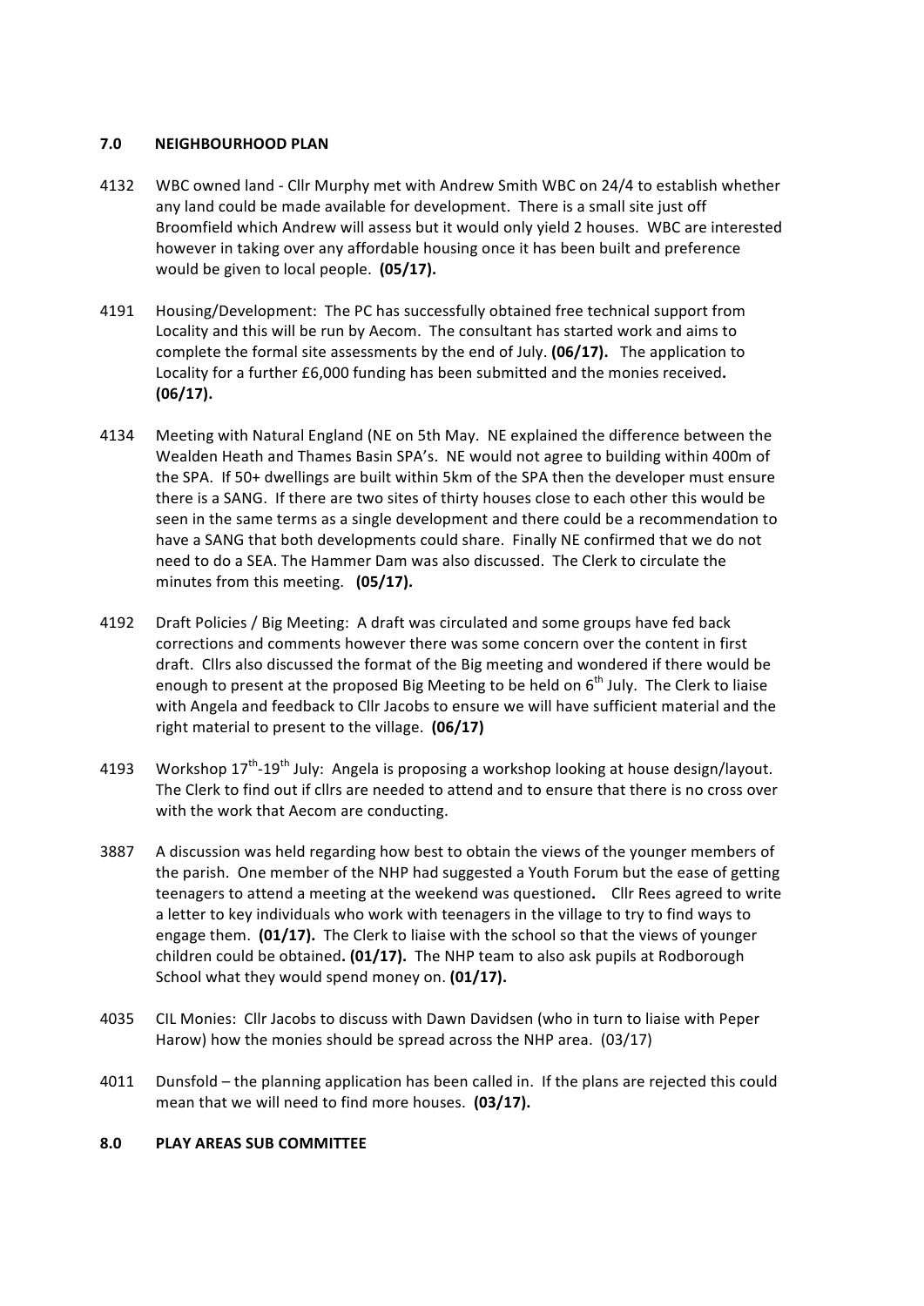## 7.0 NEIGHBOURHOOD PLAN

4132 WBC owned land - Cllr Murphy met with Andrew Smith WBC on 24/4 to establish whether any land could be made available for development. There is a small site just off Broomfield which Andrew will assess but it would only yield 2 houses. WBC are interested however in taking over any affordable housing once it has been built and preference would be given to local people. **(05/17).**

4191 Housing/Development: The PC has successfully obtained free technical support from Locality and this will be run by Aecom. The consultant has started work and aims to complete the formal site assessments by the end of July. **(06/17).** The application to Locality for a further £6,000 funding has been submitted and the monies received**. (06/17).**

4134 Meeting with Natural England (NE on 5th May. NE explained the difference between the Wealden Heath and Thames Basin SPA's. NE would not agree to building within 400m of the SPA. If 50+ dwellings are built within 5km of the SPA then the developer must ensure there is a SANG. If there are two sites of thirty houses close to each other this would be seen in the same terms as a single development and there could be a recommendation to have a SANG that both developments could share. Finally NE confirmed that we do not need to do a SEA. The Hammer Dam was also discussed. The Clerk to circulate the minutes from this meeting. **(05/17).**

4192 Draft Policies / Big Meeting: A draft was circulated and some groups have fed back corrections and comments however there was some concern over the content in first draft. Cllrs also discussed the format of the Big meeting and wondered if there would be enough to present at the proposed Big Meeting to be held on 6th July. The Clerk to liaise with Angela and feedback to Cllr Jacobs to ensure we will have sufficient material and the right material to present to the village. **(06/17)**

4193 Workshop 17th-19th July: Angela is proposing a workshop looking at house design/layout. The Clerk to find out if cllrs are needed to attend and to ensure that there is no cross over with the work that Aecom are conducting.

3887 A discussion was held regarding how best to obtain the views of the younger members of the parish. One member of the NHP had suggested a Youth Forum but the ease of getting teenagers to attend a meeting at the weekend was questioned**.** Cllr Rees agreed to write a letter to key individuals who work with teenagers in the village to try to find ways to engage them. **(01/17).** The Clerk to liaise with the school so that the views of younger children could be obtained**. (01/17).** The NHP team to also ask pupils at Rodborough School what they would spend money on. **(01/17).**

4035 CIL Monies: Cllr Jacobs to discuss with Dawn Davidsen (who in turn to liaise with Peper Harow) how the monies should be spread across the NHP area. (03/17)

4011 Dunsfold – the planning application has been called in. If the plans are rejected this could mean that we will need to find more houses. **(03/17).**

## 8.0 PLAY AREAS SUB COMMITTEE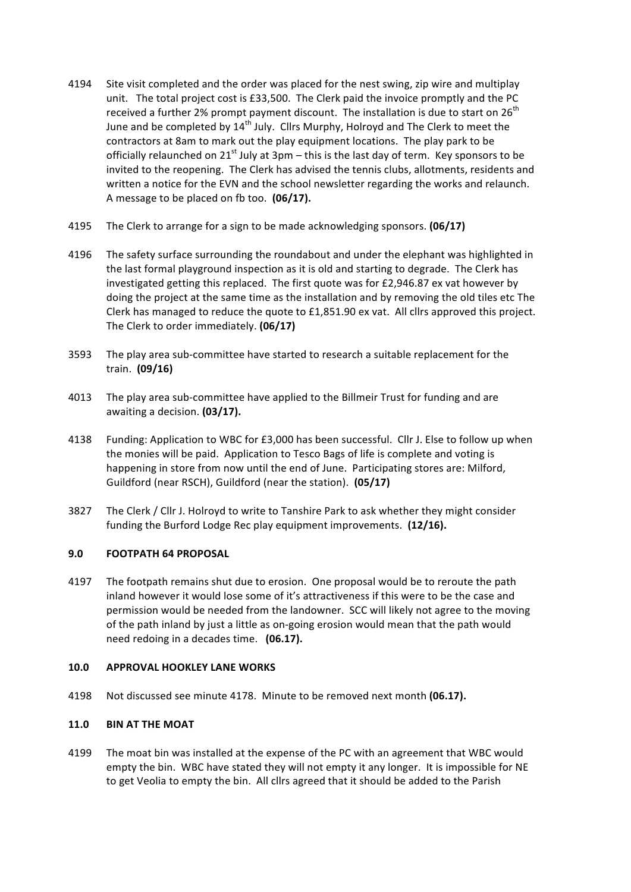4194 Site visit completed and the order was placed for the nest swing, zip wire and multiplay unit. The total project cost is £33,500. The Clerk paid the invoice promptly and the PC received a further 2% prompt payment discount. The installation is due to start on 26th June and be completed by 14th July. Cllrs Murphy, Holroyd and The Clerk to meet the contractors at 8am to mark out the play equipment locations. The play park to be officially relaunched on 21st July at 3pm – this is the last day of term. Key sponsors to be invited to the reopening. The Clerk has advised the tennis clubs, allotments, residents and written a notice for the EVN and the school newsletter regarding the works and relaunch. A message to be placed on fb too. **(06/17).**

4195 The Clerk to arrange for a sign to be made acknowledging sponsors. **(06/17)**

4196 The safety surface surrounding the roundabout and under the elephant was highlighted in the last formal playground inspection as it is old and starting to degrade. The Clerk has investigated getting this replaced. The first quote was for £2,946.87 ex vat however by doing the project at the same time as the installation and by removing the old tiles etc The Clerk has managed to reduce the quote to £1,851.90 ex vat. All cllrs approved this project. The Clerk to order immediately. **(06/17)**

3593 The play area sub-committee have started to research a suitable replacement for the train. **(09/16)**

4013 The play area sub-committee have applied to the Billmeir Trust for funding and are awaiting a decision. **(03/17).**

4138 Funding: Application to WBC for £3,000 has been successful. Cllr J. Else to follow up when the monies will be paid. Application to Tesco Bags of life is complete and voting is happening in store from now until the end of June. Participating stores are: Milford, Guildford (near RSCH), Guildford (near the station). **(05/17)**

3827 The Clerk / Cllr J. Holroyd to write to Tanshire Park to ask whether they might consider funding the Burford Lodge Rec play equipment improvements. **(12/16).**

## 9.0 FOOTPATH 64 PROPOSAL

4197 The footpath remains shut due to erosion. One proposal would be to reroute the path inland however it would lose some of it's attractiveness if this were to be the case and permission would be needed from the landowner. SCC will likely not agree to the moving of the path inland by just a little as on-going erosion would mean that the path would need redoing in a decades time. **(06.17).**

## 10.0 APPROVAL HOOKLEY LANE WORKS

4198 Not discussed see minute 4178. Minute to be removed next month **(06.17).**

## 11.0 BIN AT THE MOAT

4199 The moat bin was installed at the expense of the PC with an agreement that WBC would empty the bin. WBC have stated they will not empty it any longer. It is impossible for NE to get Veolia to empty the bin. All cllrs agreed that it should be added to the Parish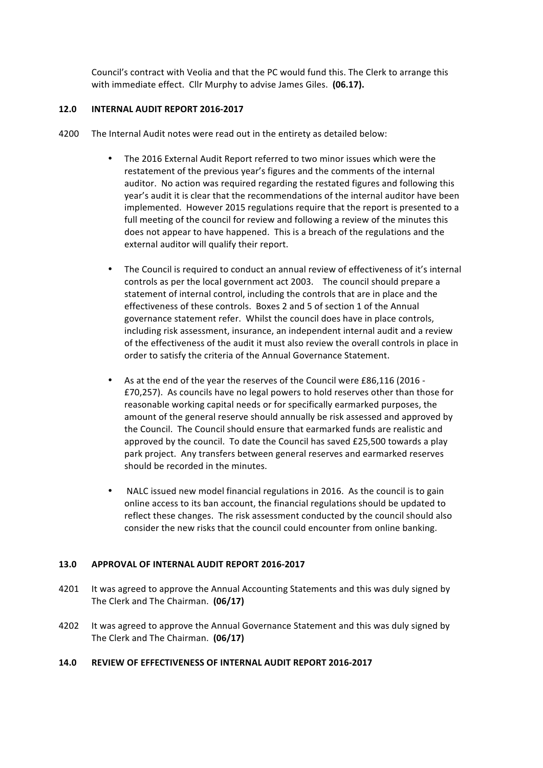Council's contract with Veolia and that the PC would fund this. The Clerk to arrange this with immediate effect. Cllr Murphy to advise James Giles. **(06.17).**

## 12.0 INTERNAL AUDIT REPORT 2016-2017

4200 The Internal Audit notes were read out in the entirety as detailed below:

- The 2016 External Audit Report referred to two minor issues which were the restatement of the previous year's figures and the comments of the internal auditor. No action was required regarding the restated figures and following this year's audit it is clear that the recommendations of the internal auditor have been implemented. However 2015 regulations require that the report is presented to a full meeting of the council for review and following a review of the minutes this does not appear to have happened. This is a breach of the regulations and the external auditor will qualify their report.

- The Council is required to conduct an annual review of effectiveness of it's internal controls as per the local government act 2003. The council should prepare a statement of internal control, including the controls that are in place and the effectiveness of these controls. Boxes 2 and 5 of section 1 of the Annual governance statement refer. Whilst the council does have in place controls, including risk assessment, insurance, an independent internal audit and a review of the effectiveness of the audit it must also review the overall controls in place in order to satisfy the criteria of the Annual Governance Statement.

- As at the end of the year the reserves of the Council were £86,116 (2016 - £70,257). As councils have no legal powers to hold reserves other than those for reasonable working capital needs or for specifically earmarked purposes, the amount of the general reserve should annually be risk assessed and approved by the Council. The Council should ensure that earmarked funds are realistic and approved by the council. To date the Council has saved £25,500 towards a play park project. Any transfers between general reserves and earmarked reserves should be recorded in the minutes.

- NALC issued new model financial regulations in 2016. As the council is to gain online access to its ban account, the financial regulations should be updated to reflect these changes. The risk assessment conducted by the council should also consider the new risks that the council could encounter from online banking.

## 13.0 APPROVAL OF INTERNAL AUDIT REPORT 2016-2017

4201 It was agreed to approve the Annual Accounting Statements and this was duly signed by The Clerk and The Chairman. **(06/17)**

4202 It was agreed to approve the Annual Governance Statement and this was duly signed by The Clerk and The Chairman. **(06/17)**

## 14.0 REVIEW OF EFFECTIVENESS OF INTERNAL AUDIT REPORT 2016-2017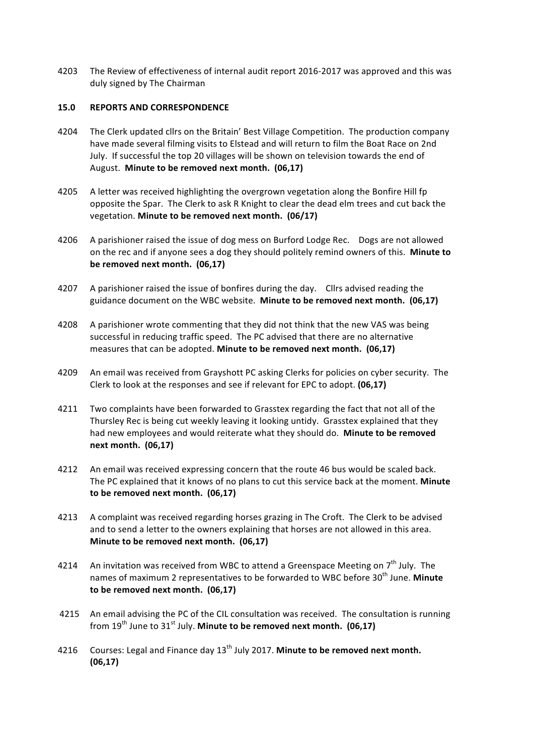4203 The Review of effectiveness of internal audit report 2016-2017 was approved and this was duly signed by The Chairman

**15.0 REPORTS AND CORRESPONDENCE**

4204 The Clerk updated cllrs on the Britain' Best Village Competition. The production company have made several filming visits to Elstead and will return to film the Boat Race on 2nd July. If successful the top 20 villages will be shown on television towards the end of August. **Minute to be removed next month. (06,17)**

4205 A letter was received highlighting the overgrown vegetation along the Bonfire Hill fp opposite the Spar. The Clerk to ask R Knight to clear the dead elm trees and cut back the vegetation. **Minute to be removed next month. (06/17)**

4206 A parishioner raised the issue of dog mess on Burford Lodge Rec. Dogs are not allowed on the rec and if anyone sees a dog they should politely remind owners of this. **Minute to be removed next month. (06,17)**

4207 A parishioner raised the issue of bonfires during the day. Cllrs advised reading the guidance document on the WBC website. **Minute to be removed next month. (06,17)**

4208 A parishioner wrote commenting that they did not think that the new VAS was being successful in reducing traffic speed. The PC advised that there are no alternative measures that can be adopted. **Minute to be removed next month. (06,17)**

4209 An email was received from Grayshott PC asking Clerks for policies on cyber security. The Clerk to look at the responses and see if relevant for EPC to adopt. **(06,17)**

4211 Two complaints have been forwarded to Grasstex regarding the fact that not all of the Thursley Rec is being cut weekly leaving it looking untidy. Grasstex explained that they had new employees and would reiterate what they should do. **Minute to be removed next month. (06,17)**

4212 An email was received expressing concern that the route 46 bus would be scaled back. The PC explained that it knows of no plans to cut this service back at the moment. **Minute to be removed next month. (06,17)**

4213 A complaint was received regarding horses grazing in The Croft. The Clerk to be advised and to send a letter to the owners explaining that horses are not allowed in this area. **Minute to be removed next month. (06,17)**

4214 An invitation was received from WBC to attend a Greenspace Meeting on 7th July. The names of maximum 2 representatives to be forwarded to WBC before 30th June. **Minute to be removed next month. (06,17)**

4215 An email advising the PC of the CIL consultation was received. The consultation is running from 19th June to 31st July. **Minute to be removed next month. (06,17)**

4216 Courses: Legal and Finance day 13th July 2017. **Minute to be removed next month. (06,17)**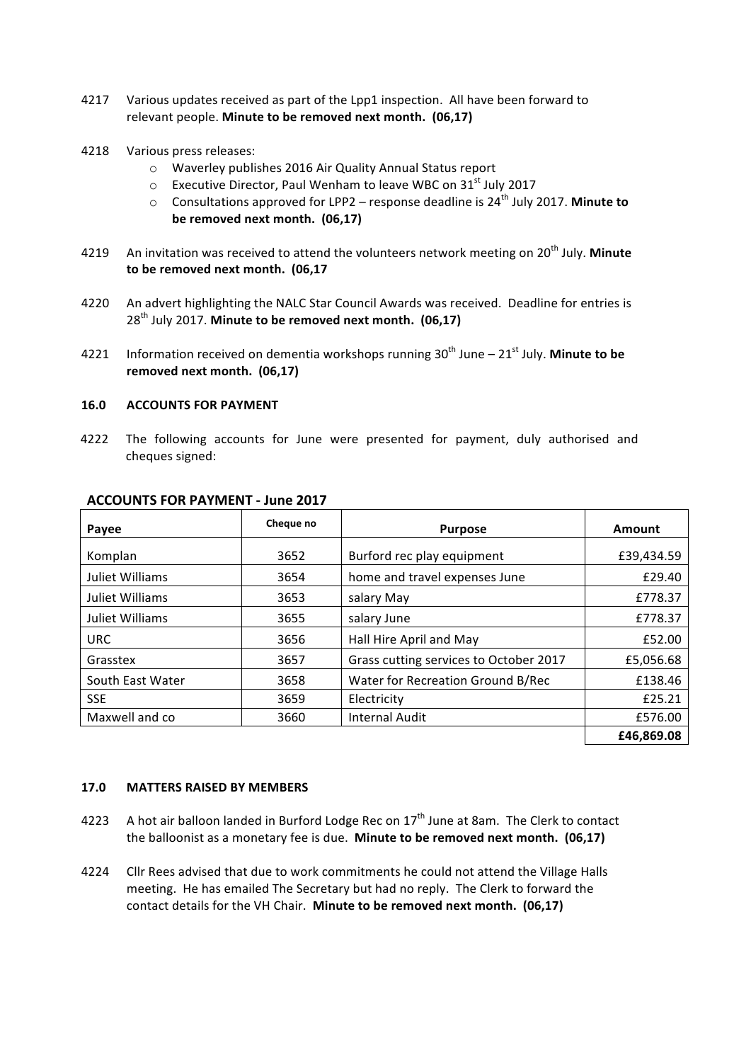4217 Various updates received as part of the Lpp1 inspection. All have been forward to relevant people. **Minute to be removed next month. (06,17)**

4218 Various press releases:

- Waverley publishes 2016 Air Quality Annual Status report
- Executive Director, Paul Wenham to leave WBC on 31st July 2017
- Consultations approved for LPP2 – response deadline is 24th July 2017. **Minute to be removed next month. (06,17)**

4219 An invitation was received to attend the volunteers network meeting on 20th July. **Minute to be removed next month. (06,17**

4220 An advert highlighting the NALC Star Council Awards was received. Deadline for entries is 28th July 2017. **Minute to be removed next month. (06,17)**

4221 Information received on dementia workshops running 30th June – 21st July. **Minute to be removed next month. (06,17)**

## 16.0 ACCOUNTS FOR PAYMENT

4222 The following accounts for June were presented for payment, duly authorised and cheques signed:

**ACCOUNTS FOR PAYMENT - June 2017**

| Payee | Cheque no | Purpose | Amount |
|---|---|---|---|
| Komplan | 3652 | Burford rec play equipment | £39,434.59 |
| Juliet Williams | 3654 | home and travel expenses June | £29.40 |
| Juliet Williams | 3653 | salary May | £778.37 |
| Juliet Williams | 3655 | salary June | £778.37 |
| URC | 3656 | Hall Hire April and May | £52.00 |
| Grasstex | 3657 | Grass cutting services to October 2017 | £5,056.68 |
| South East Water | 3658 | Water for Recreation Ground B/Rec | £138.46 |
| SSE | 3659 | Electricity | £25.21 |
| Maxwell and co | 3660 | Internal Audit | £576.00 |
| | | | **£46,869.08** |

## 17.0 MATTERS RAISED BY MEMBERS

4223 A hot air balloon landed in Burford Lodge Rec on 17th June at 8am. The Clerk to contact the balloonist as a monetary fee is due. **Minute to be removed next month. (06,17)**

4224 Cllr Rees advised that due to work commitments he could not attend the Village Halls meeting. He has emailed The Secretary but had no reply. The Clerk to forward the contact details for the VH Chair. **Minute to be removed next month. (06,17)**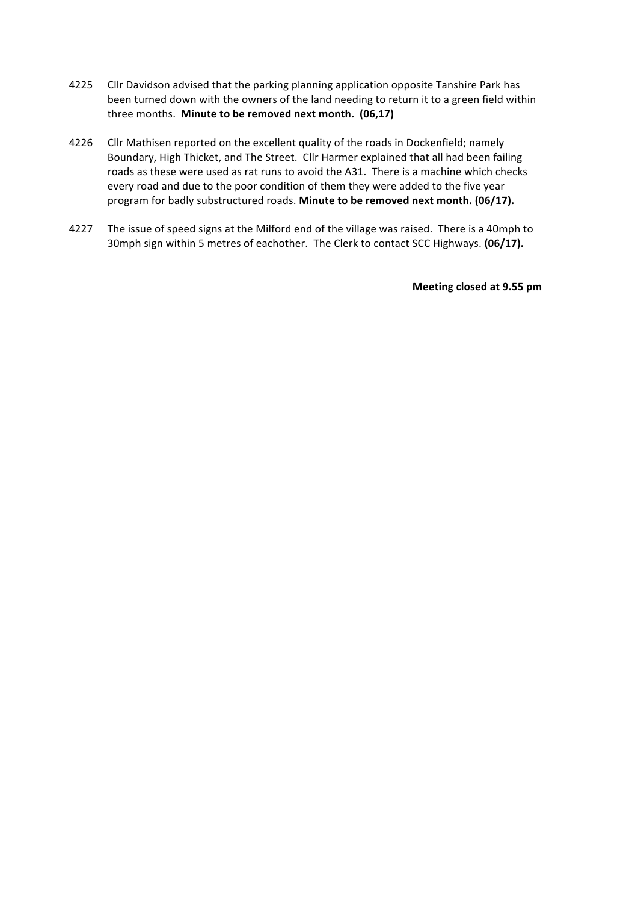4225 Cllr Davidson advised that the parking planning application opposite Tanshire Park has been turned down with the owners of the land needing to return it to a green field within three months. **Minute to be removed next month. (06,17)**

4226 Cllr Mathisen reported on the excellent quality of the roads in Dockenfield; namely Boundary, High Thicket, and The Street. Cllr Harmer explained that all had been failing roads as these were used as rat runs to avoid the A31. There is a machine which checks every road and due to the poor condition of them they were added to the five year program for badly substructured roads. **Minute to be removed next month. (06/17).**

4227 The issue of speed signs at the Milford end of the village was raised. There is a 40mph to 30mph sign within 5 metres of eachother. The Clerk to contact SCC Highways. **(06/17).**

**Meeting closed at 9.55 pm**